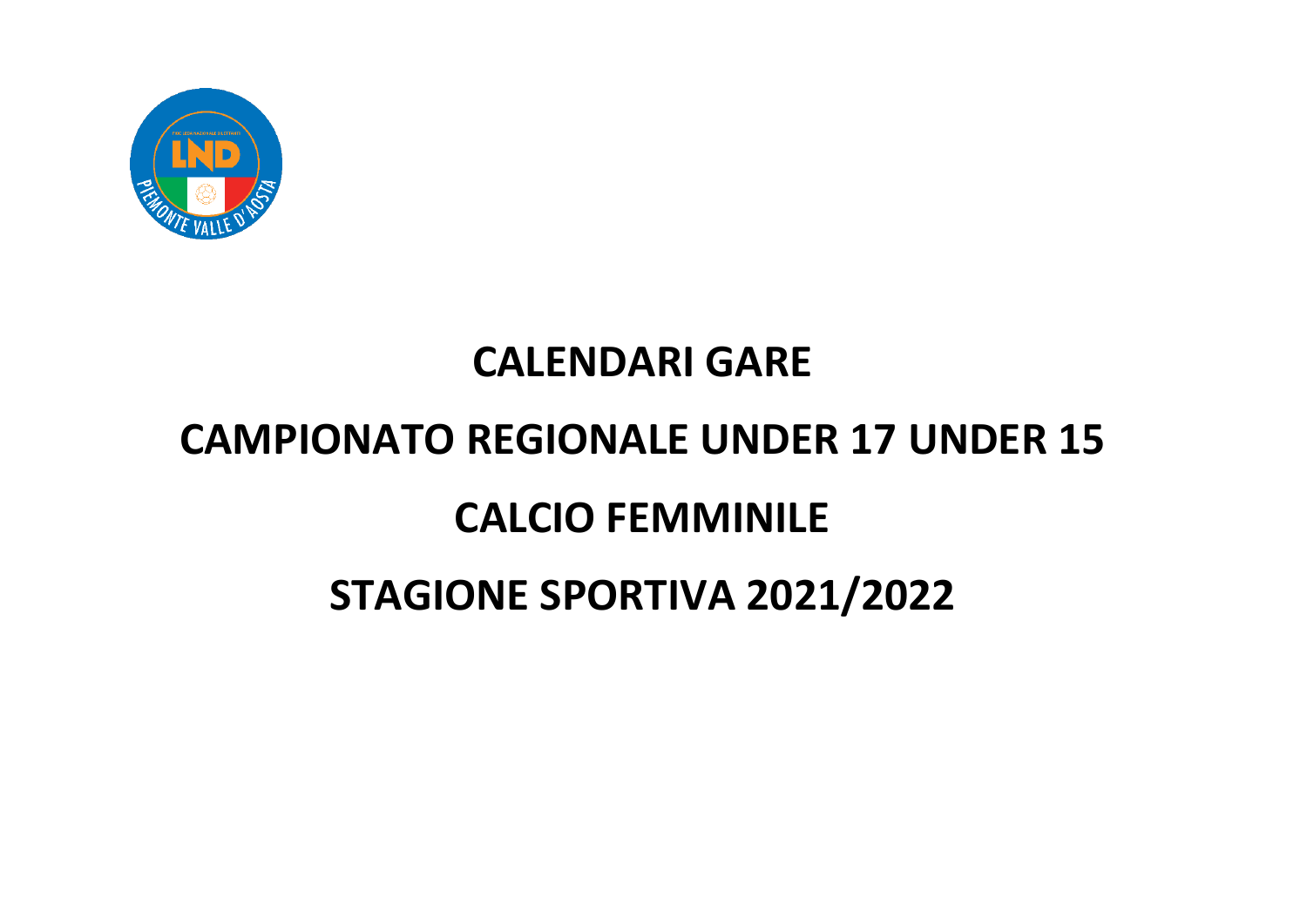# CALENDARI GARE

# CAMPIONATO REGIONALE UNDER 17 UNDER 15

# CALCIO FEMMINILE

# STAGIONE SPORTIVA 2021/2022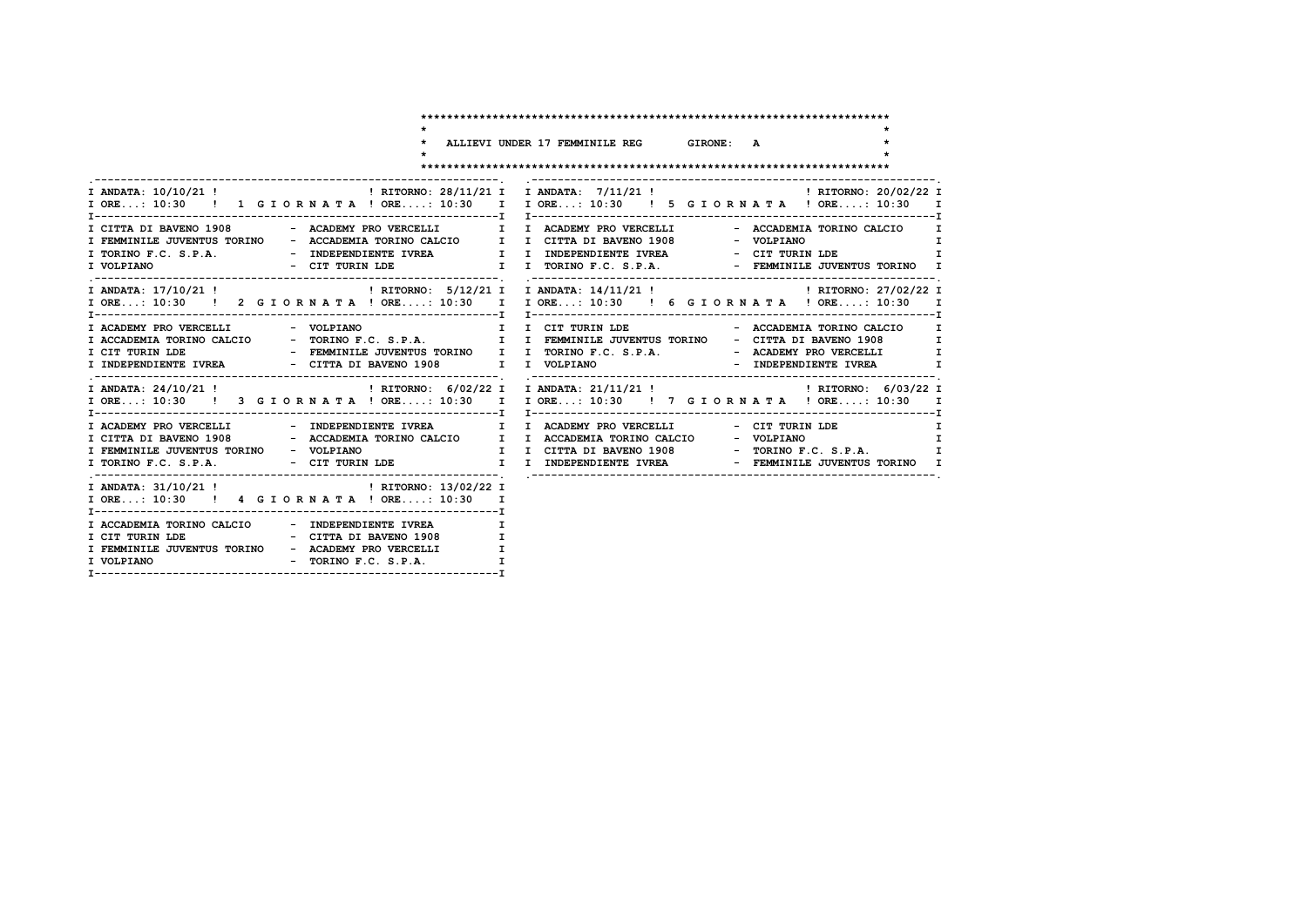# ALLIEVI UNDER 17 FEMMINILE REG GIRONE: A

**1 GIORNATA** — ANDATA: 10/10/21 ORE: 10:30 — RITORNO: 28/11/21 ORE: 10:30

| Casa | Ospite |
|---|---|
| CITTA DI BAVENO 1908 | ACADEMY PRO VERCELLI |
| FEMMINILE JUVENTUS TORINO | ACCADEMIA TORINO CALCIO |
| TORINO F.C. S.P.A. | INDEPENDIENTE IVREA |
| VOLPIANO | CIT TURIN LDE |

**2 GIORNATA** — ANDATA: 17/10/21 ORE: 10:30 — RITORNO: 5/12/21 ORE: 10:30

| Casa | Ospite |
|---|---|
| ACADEMY PRO VERCELLI | VOLPIANO |
| ACCADEMIA TORINO CALCIO | TORINO F.C. S.P.A. |
| CIT TURIN LDE | FEMMINILE JUVENTUS TORINO |
| INDEPENDIENTE IVREA | CITTA DI BAVENO 1908 |

**3 GIORNATA** — ANDATA: 24/10/21 ORE: 10:30 — RITORNO: 6/02/22 ORE: 10:30

| Casa | Ospite |
|---|---|
| ACADEMY PRO VERCELLI | INDEPENDIENTE IVREA |
| CITTA DI BAVENO 1908 | ACCADEMIA TORINO CALCIO |
| FEMMINILE JUVENTUS TORINO | VOLPIANO |
| TORINO F.C. S.P.A. | CIT TURIN LDE |

**4 GIORNATA** — ANDATA: 31/10/21 ORE: 10:30 — RITORNO: 13/02/22 ORE: 10:30

| Casa | Ospite |
|---|---|
| ACCADEMIA TORINO CALCIO | INDEPENDIENTE IVREA |
| CIT TURIN LDE | CITTA DI BAVENO 1908 |
| FEMMINILE JUVENTUS TORINO | ACADEMY PRO VERCELLI |
| VOLPIANO | TORINO F.C. S.P.A. |

**5 GIORNATA** — ANDATA: 7/11/21 ORE: 10:30 — RITORNO: 20/02/22 ORE: 10:30

| Casa | Ospite |
|---|---|
| ACADEMY PRO VERCELLI | ACCADEMIA TORINO CALCIO |
| CITTA DI BAVENO 1908 | VOLPIANO |
| INDEPENDIENTE IVREA | CIT TURIN LDE |
| TORINO F.C. S.P.A. | FEMMINILE JUVENTUS TORINO |

**6 GIORNATA** — ANDATA: 14/11/21 ORE: 10:30 — RITORNO: 27/02/22 ORE: 10:30

| Casa | Ospite |
|---|---|
| CIT TURIN LDE | ACCADEMIA TORINO CALCIO |
| FEMMINILE JUVENTUS TORINO | CITTA DI BAVENO 1908 |
| TORINO F.C. S.P.A. | ACADEMY PRO VERCELLI |
| VOLPIANO | INDEPENDIENTE IVREA |

**7 GIORNATA** — ANDATA: 21/11/21 ORE: 10:30 — RITORNO: 6/03/22 ORE: 10:30

| Casa | Ospite |
|---|---|
| ACADEMY PRO VERCELLI | CIT TURIN LDE |
| ACCADEMIA TORINO CALCIO | VOLPIANO |
| CITTA DI BAVENO 1908 | TORINO F.C. S.P.A. |
| INDEPENDIENTE IVREA | FEMMINILE JUVENTUS TORINO |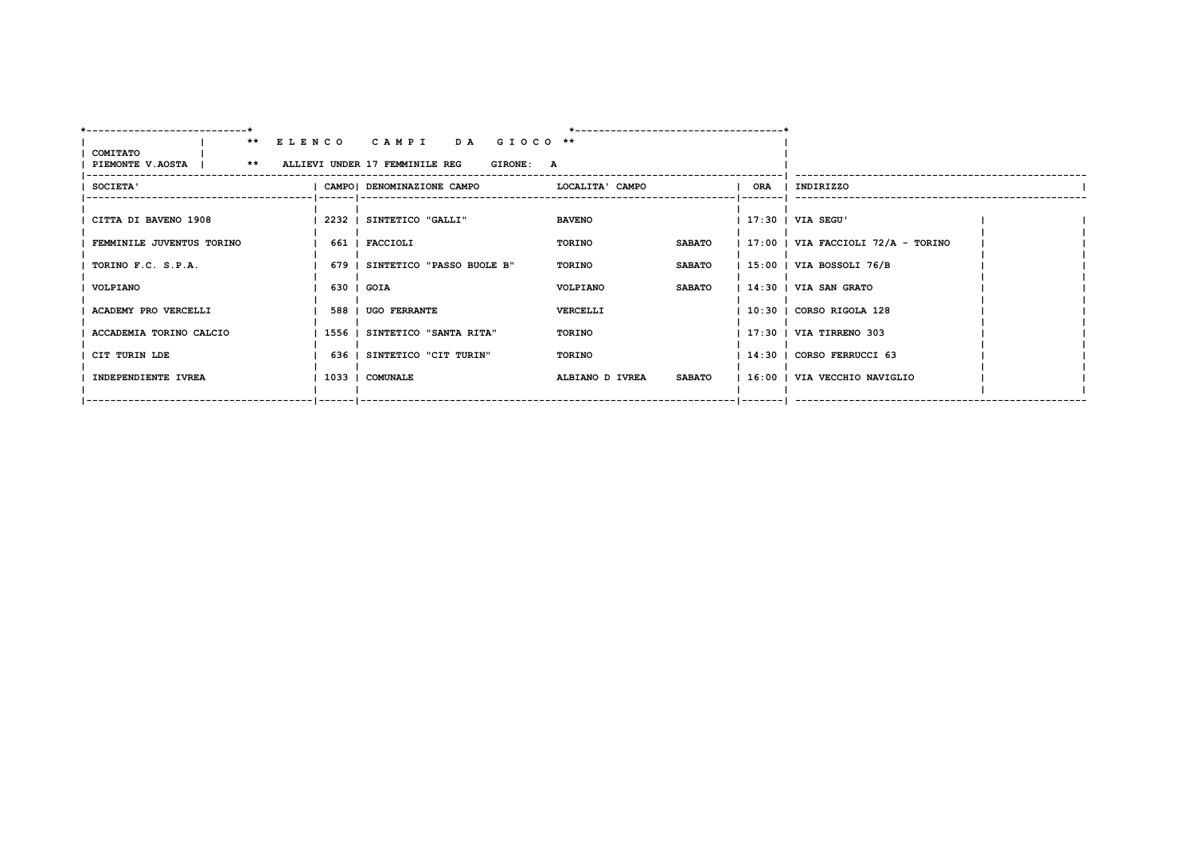**\*\* E L E N C O   C A M P I   D A   G I O C O \*\***

**COMITATO PIEMONTE V.AOSTA**

**\*\* ALLIEVI UNDER 17 FEMMINILE REG   GIRONE: A**

| SOCIETA' | CAMPO | DENOMINAZIONE CAMPO | LOCALITA' CAMPO | | ORA | INDIRIZZO | |
|---|---|---|---|---|---|---|---|
| CITTA DI BAVENO 1908 | 2232 | SINTETICO "GALLI" | BAVENO | | 17:30 | VIA SEGU' | |
| FEMMINILE JUVENTUS TORINO | 661 | FACCIOLI | TORINO | SABATO | 17:00 | VIA FACCIOLI 72/A - TORINO | |
| TORINO F.C. S.P.A. | 679 | SINTETICO "PASSO BUOLE B" | TORINO | SABATO | 15:00 | VIA BOSSOLI 76/B | |
| VOLPIANO | 630 | GOIA | VOLPIANO | SABATO | 14:30 | VIA SAN GRATO | |
| ACADEMY PRO VERCELLI | 588 | UGO FERRANTE | VERCELLI | | 10:30 | CORSO RIGOLA 128 | |
| ACCADEMIA TORINO CALCIO | 1556 | SINTETICO "SANTA RITA" | TORINO | | 17:30 | VIA TIRRENO 303 | |
| CIT TURIN LDE | 636 | SINTETICO "CIT TURIN" | TORINO | | 14:30 | CORSO FERRUCCI 63 | |
| INDEPENDIENTE IVREA | 1033 | COMUNALE | ALBIANO D IVREA | SABATO | 16:00 | VIA VECCHIO NAVIGLIO | |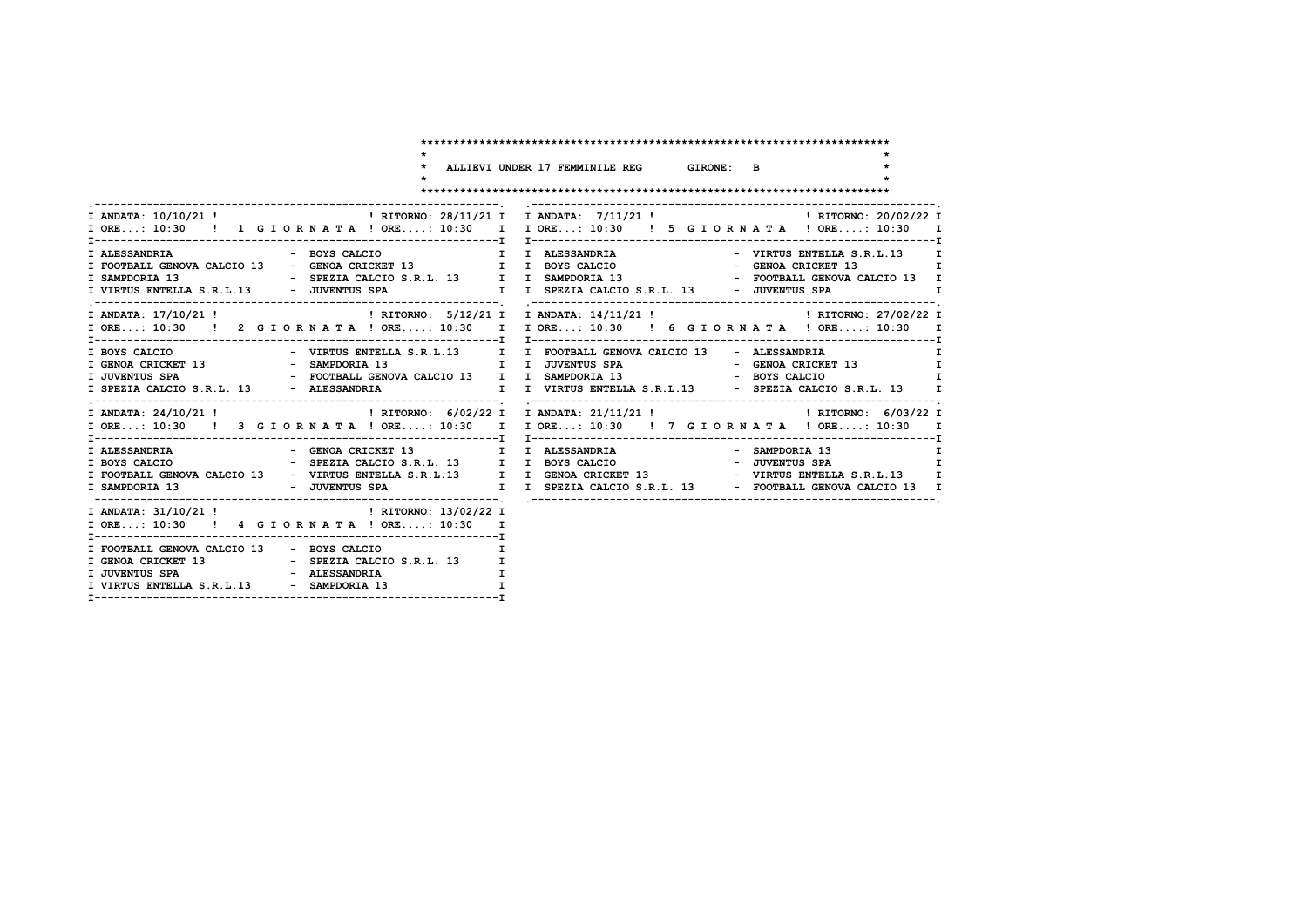# ALLIEVI UNDER 17 FEMMINILE REG GIRONE: B

## 1 GIORNATA

ANDATA: 10/10/21 ! ORE...: 10:30 — RITORNO: 28/11/21 ! ORE....: 10:30

| Casa | Ospite |
|---|---|
| ALESSANDRIA | BOYS CALCIO |
| FOOTBALL GENOVA CALCIO 13 | GENOA CRICKET 13 |
| SAMPDORIA 13 | SPEZIA CALCIO S.R.L. 13 |
| VIRTUS ENTELLA S.R.L.13 | JUVENTUS SPA |

## 2 GIORNATA

ANDATA: 17/10/21 ! ORE...: 10:30 — RITORNO: 5/12/21 ! ORE....: 10:30

| Casa | Ospite |
|---|---|
| BOYS CALCIO | VIRTUS ENTELLA S.R.L.13 |
| GENOA CRICKET 13 | SAMPDORIA 13 |
| JUVENTUS SPA | FOOTBALL GENOVA CALCIO 13 |
| SPEZIA CALCIO S.R.L. 13 | ALESSANDRIA |

## 3 GIORNATA

ANDATA: 24/10/21 ! ORE...: 10:30 — RITORNO: 6/02/22 ! ORE....: 10:30

| Casa | Ospite |
|---|---|
| ALESSANDRIA | GENOA CRICKET 13 |
| BOYS CALCIO | SPEZIA CALCIO S.R.L. 13 |
| FOOTBALL GENOVA CALCIO 13 | VIRTUS ENTELLA S.R.L.13 |
| SAMPDORIA 13 | JUVENTUS SPA |

## 4 GIORNATA

ANDATA: 31/10/21 ! ORE...: 10:30 — RITORNO: 13/02/22 ! ORE....: 10:30

| Casa | Ospite |
|---|---|
| FOOTBALL GENOVA CALCIO 13 | BOYS CALCIO |
| GENOA CRICKET 13 | SPEZIA CALCIO S.R.L. 13 |
| JUVENTUS SPA | ALESSANDRIA |
| VIRTUS ENTELLA S.R.L.13 | SAMPDORIA 13 |

## 5 GIORNATA

ANDATA: 7/11/21 ! ORE...: 10:30 — RITORNO: 20/02/22 ! ORE....: 10:30

| Casa | Ospite |
|---|---|
| ALESSANDRIA | VIRTUS ENTELLA S.R.L.13 |
| BOYS CALCIO | GENOA CRICKET 13 |
| SAMPDORIA 13 | FOOTBALL GENOVA CALCIO 13 |
| SPEZIA CALCIO S.R.L. 13 | JUVENTUS SPA |

## 6 GIORNATA

ANDATA: 14/11/21 ! ORE...: 10:30 — RITORNO: 27/02/22 ! ORE....: 10:30

| Casa | Ospite |
|---|---|
| FOOTBALL GENOVA CALCIO 13 | ALESSANDRIA |
| JUVENTUS SPA | GENOA CRICKET 13 |
| SAMPDORIA 13 | BOYS CALCIO |
| VIRTUS ENTELLA S.R.L.13 | SPEZIA CALCIO S.R.L. 13 |

## 7 GIORNATA

ANDATA: 21/11/21 ! ORE...: 10:30 — RITORNO: 6/03/22 ! ORE....: 10:30

| Casa | Ospite |
|---|---|
| ALESSANDRIA | SAMPDORIA 13 |
| BOYS CALCIO | JUVENTUS SPA |
| GENOA CRICKET 13 | VIRTUS ENTELLA S.R.L.13 |
| SPEZIA CALCIO S.R.L. 13 | FOOTBALL GENOVA CALCIO 13 |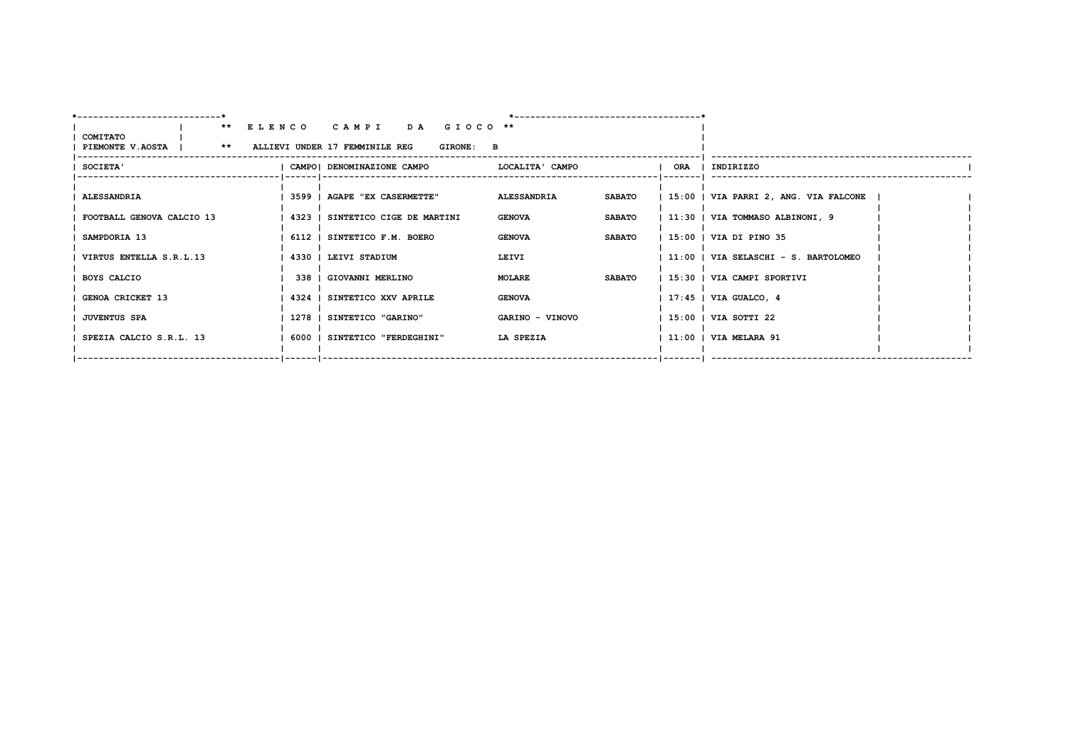**\*\* E L E N C O   C A M P I   D A   G I O C O \*\***

COMITATO
PIEMONTE V.AOSTA

**\*\* ALLIEVI UNDER 17 FEMMINILE REG   GIRONE: B**

| SOCIETA' | CAMPO | DENOMINAZIONE CAMPO | LOCALITA' CAMPO | | ORA | INDIRIZZO |
|---|---|---|---|---|---|---|
| ALESSANDRIA | 3599 | AGAPE "EX CASERMETTE" | ALESSANDRIA | SABATO | 15:00 | VIA PARRI 2, ANG. VIA FALCONE |
| FOOTBALL GENOVA CALCIO 13 | 4323 | SINTETICO CIGE DE MARTINI | GENOVA | SABATO | 11:30 | VIA TOMMASO ALBINONI, 9 |
| SAMPDORIA 13 | 6112 | SINTETICO F.M. BOERO | GENOVA | SABATO | 15:00 | VIA DI PINO 35 |
| VIRTUS ENTELLA S.R.L.13 | 4330 | LEIVI STADIUM | LEIVI | | 11:00 | VIA SELASCHI - S. BARTOLOMEO |
| BOYS CALCIO | 338 | GIOVANNI MERLINO | MOLARE | SABATO | 15:30 | VIA CAMPI SPORTIVI |
| GENOA CRICKET 13 | 4324 | SINTETICO XXV APRILE | GENOVA | | 17:45 | VIA GUALCO, 4 |
| JUVENTUS SPA | 1278 | SINTETICO "GARINO" | GARINO - VINOVO | | 15:00 | VIA SOTTI 22 |
| SPEZIA CALCIO S.R.L. 13 | 6000 | SINTETICO "FERDEGHINI" | LA SPEZIA | | 11:00 | VIA MELARA 91 |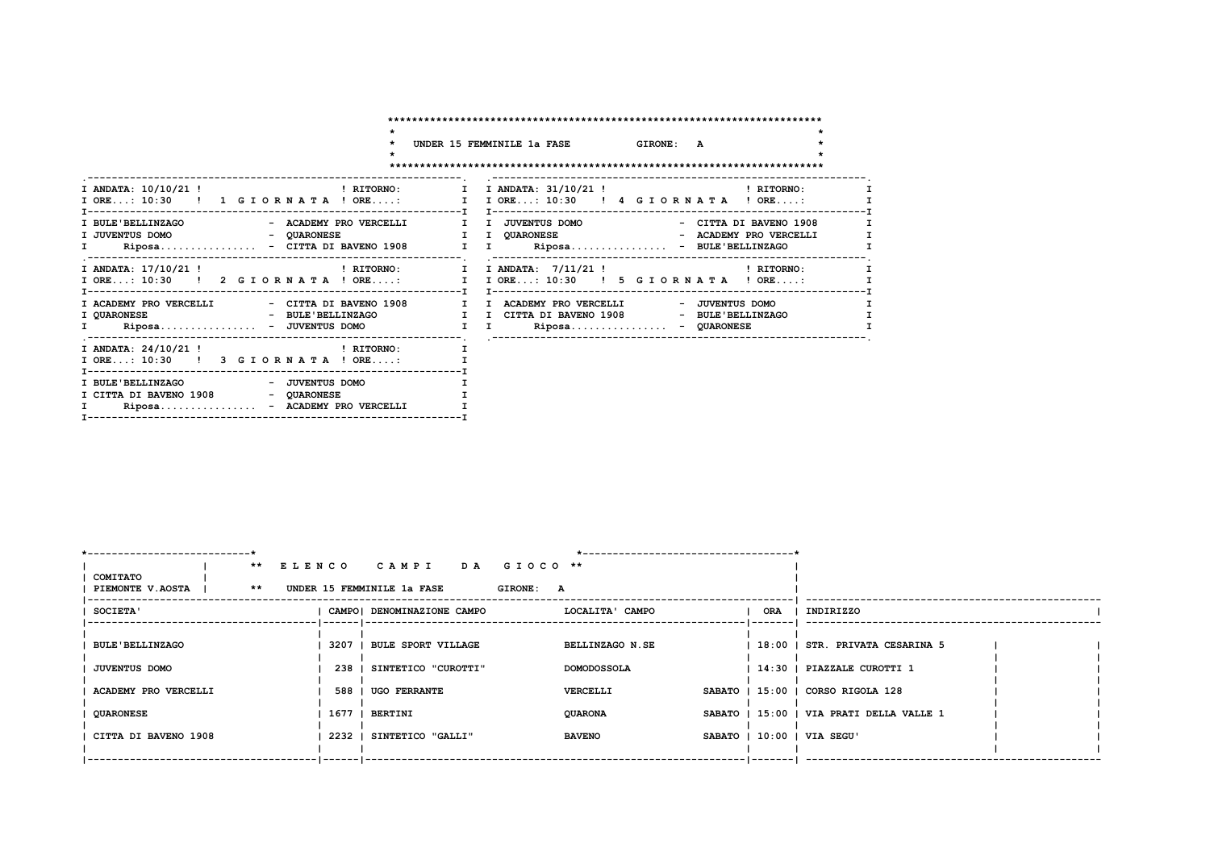**UNDER 15 FEMMINILE 1a FASE          GIRONE: A**

| ANDATA: 10/10/21 ! ORE...: 10:30 | 1 GIORNATA | RITORNO: ORE....: |
|---|---|---|
| BULE'BELLINZAGO | - | ACADEMY PRO VERCELLI |
| JUVENTUS DOMO | - | QUARONESE |
| Riposa................ | - | CITTA DI BAVENO 1908 |

| ANDATA: 17/10/21 ! ORE...: 10:30 | 2 GIORNATA | RITORNO: ORE....: |
|---|---|---|
| ACADEMY PRO VERCELLI | - | CITTA DI BAVENO 1908 |
| QUARONESE | - | BULE'BELLINZAGO |
| Riposa................ | - | JUVENTUS DOMO |

| ANDATA: 24/10/21 ! ORE...: 10:30 | 3 GIORNATA | RITORNO: ORE....: |
|---|---|---|
| BULE'BELLINZAGO | - | JUVENTUS DOMO |
| CITTA DI BAVENO 1908 | - | QUARONESE |
| Riposa................ | - | ACADEMY PRO VERCELLI |

| ANDATA: 31/10/21 ! ORE...: 10:30 | 4 GIORNATA | RITORNO: ORE....: |
|---|---|---|
| JUVENTUS DOMO | - | CITTA DI BAVENO 1908 |
| QUARONESE | - | ACADEMY PRO VERCELLI |
| Riposa................ | - | BULE'BELLINZAGO |

| ANDATA: 7/11/21 ! ORE...: 10:30 | 5 GIORNATA | RITORNO: ORE....: |
|---|---|---|
| ACADEMY PRO VERCELLI | - | JUVENTUS DOMO |
| CITTA DI BAVENO 1908 | - | BULE'BELLINZAGO |
| Riposa................ | - | QUARONESE |

**ELENCO CAMPI DA GIOCO**

COMITATO PIEMONTE V.AOSTA — UNDER 15 FEMMINILE 1a FASE — GIRONE: A

| SOCIETA' | CAMPO | DENOMINAZIONE CAMPO | LOCALITA' CAMPO | | ORA | INDIRIZZO |
|---|---|---|---|---|---|---|
| BULE'BELLINZAGO | 3207 | BULE SPORT VILLAGE | BELLINZAGO N.SE | | 18:00 | STR. PRIVATA CESARINA 5 |
| JUVENTUS DOMO | 238 | SINTETICO "CUROTTI" | DOMODOSSOLA | | 14:30 | PIAZZALE CUROTTI 1 |
| ACADEMY PRO VERCELLI | 588 | UGO FERRANTE | VERCELLI | SABATO | 15:00 | CORSO RIGOLA 128 |
| QUARONESE | 1677 | BERTINI | QUARONA | SABATO | 15:00 | VIA PRATI DELLA VALLE 1 |
| CITTA DI BAVENO 1908 | 2232 | SINTETICO "GALLI" | BAVENO | SABATO | 10:00 | VIA SEGU' |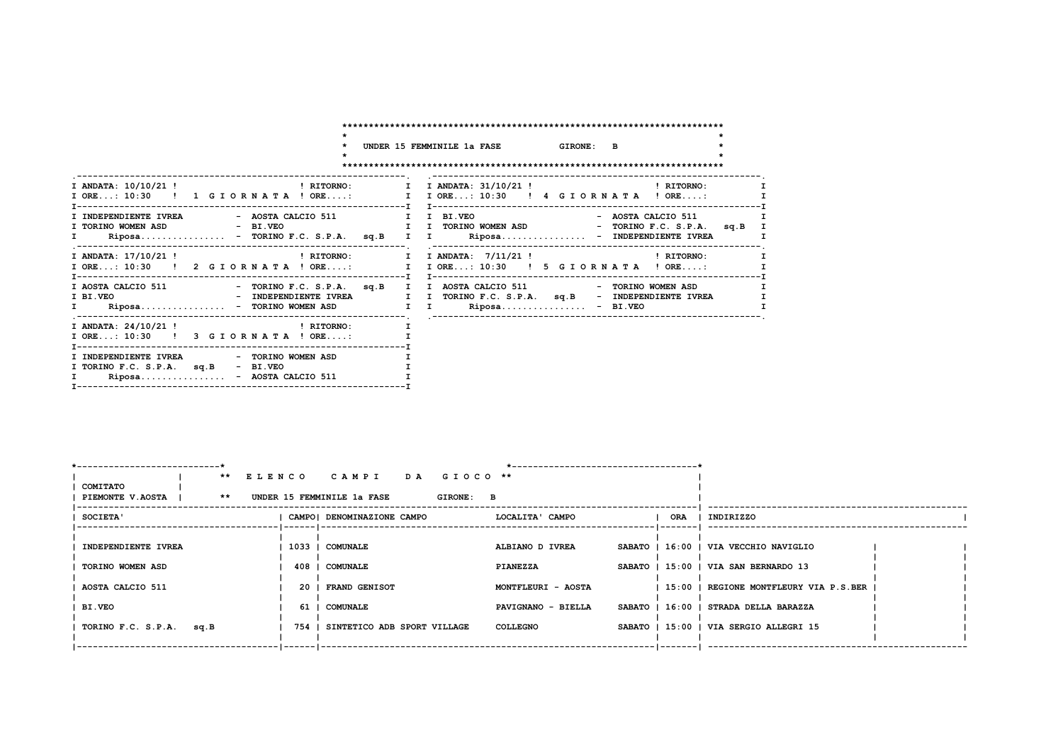## UNDER 15 FEMMINILE 1a FASE GIRONE: B

| ANDATA: 10/10/21 | ORE...: 10:30 | 1 GIORNATA | RITORNO: | ORE....: |
|---|---|---|---|---|
| INDEPENDIENTE IVREA | - AOSTA CALCIO 511 | | | |
| TORINO WOMEN ASD | - BI.VEO | | | |
| Riposa................ | - TORINO F.C. S.P.A. sq.B | | | |

| ANDATA: 17/10/21 | ORE...: 10:30 | 2 GIORNATA | RITORNO: | ORE....: |
|---|---|---|---|---|
| AOSTA CALCIO 511 | - TORINO F.C. S.P.A. sq.B | | | |
| BI.VEO | - INDEPENDIENTE IVREA | | | |
| Riposa................ | - TORINO WOMEN ASD | | | |

| ANDATA: 24/10/21 | ORE...: 10:30 | 3 GIORNATA | RITORNO: | ORE....: |
|---|---|---|---|---|
| INDEPENDIENTE IVREA | - TORINO WOMEN ASD | | | |
| TORINO F.C. S.P.A. sq.B | - BI.VEO | | | |
| Riposa................ | - AOSTA CALCIO 511 | | | |

| ANDATA: 31/10/21 | ORE...: 10:30 | 4 GIORNATA | RITORNO: | ORE....: |
|---|---|---|---|---|
| BI.VEO | - AOSTA CALCIO 511 | | | |
| TORINO WOMEN ASD | - TORINO F.C. S.P.A. sq.B | | | |
| Riposa................ | - INDEPENDIENTE IVREA | | | |

| ANDATA: 7/11/21 | ORE...: 10:30 | 5 GIORNATA | RITORNO: | ORE....: |
|---|---|---|---|---|
| AOSTA CALCIO 511 | - TORINO WOMEN ASD | | | |
| TORINO F.C. S.P.A. sq.B | - INDEPENDIENTE IVREA | | | |
| Riposa................ | - BI.VEO | | | |

## ** ELENCO CAMPI DA GIOCO **

COMITATO PIEMONTE V.AOSTA ** UNDER 15 FEMMINILE 1a FASE GIRONE: B

| SOCIETA' | CAMPO | DENOMINAZIONE CAMPO | LOCALITA' CAMPO | | ORA | INDIRIZZO |
|---|---|---|---|---|---|---|
| INDEPENDIENTE IVREA | 1033 | COMUNALE | ALBIANO D IVREA | SABATO | 16:00 | VIA VECCHIO NAVIGLIO |
| TORINO WOMEN ASD | 408 | COMUNALE | PIANEZZA | SABATO | 15:00 | VIA SAN BERNARDO 13 |
| AOSTA CALCIO 511 | 20 | FRAND GENISOT | MONTFLEURI - AOSTA | | 15:00 | REGIONE MONTFLEURY VIA P.S.BER |
| BI.VEO | 61 | COMUNALE | PAVIGNANO - BIELLA | SABATO | 16:00 | STRADA DELLA BARAZZA |
| TORINO F.C. S.P.A. sq.B | 754 | SINTETICO ADB SPORT VILLAGE | COLLEGNO | SABATO | 15:00 | VIA SERGIO ALLEGRI 15 |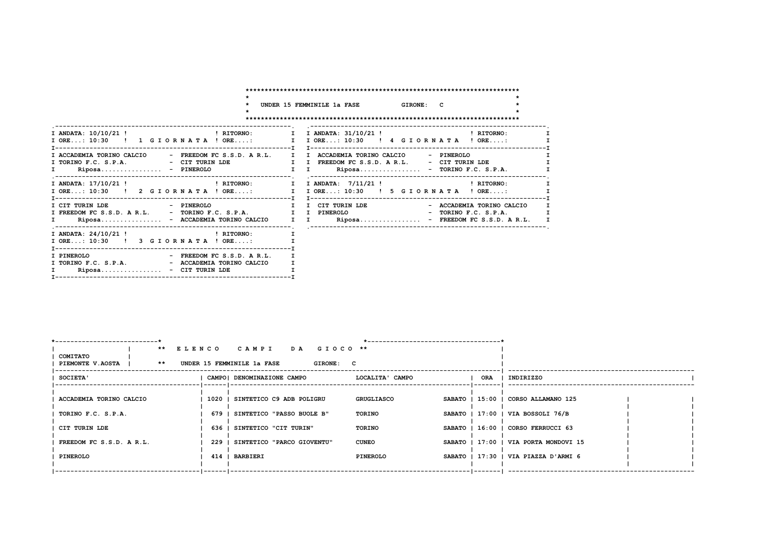# UNDER 15 FEMMINILE 1a FASE — GIRONE: C

| ANDATA: 10/10/21 | 1 GIORNATA | RITORNO: |
|---|---|---|
| ORE...: 10:30 | | ORE....: |
| ACCADEMIA TORINO CALCIO | - | FREEDOM FC S.S.D. A R.L. |
| TORINO F.C. S.P.A. | - | CIT TURIN LDE |
| Riposa................ | - | PINEROLO |

| ANDATA: 17/10/21 | 2 GIORNATA | RITORNO: |
|---|---|---|
| ORE...: 10:30 | | ORE....: |
| CIT TURIN LDE | - | PINEROLO |
| FREEDOM FC S.S.D. A R.L. | - | TORINO F.C. S.P.A. |
| Riposa................ | - | ACCADEMIA TORINO CALCIO |

| ANDATA: 24/10/21 | 3 GIORNATA | RITORNO: |
|---|---|---|
| ORE...: 10:30 | | ORE....: |
| PINEROLO | - | FREEDOM FC S.S.D. A R.L. |
| TORINO F.C. S.P.A. | - | ACCADEMIA TORINO CALCIO |
| Riposa................ | - | CIT TURIN LDE |

| ANDATA: 31/10/21 | 4 GIORNATA | RITORNO: |
|---|---|---|
| ORE...: 10:30 | | ORE....: |
| ACCADEMIA TORINO CALCIO | - | PINEROLO |
| FREEDOM FC S.S.D. A R.L. | - | CIT TURIN LDE |
| Riposa................ | - | TORINO F.C. S.P.A. |

| ANDATA: 7/11/21 | 5 GIORNATA | RITORNO: |
|---|---|---|
| ORE...: 10:30 | | ORE....: |
| CIT TURIN LDE | - | ACCADEMIA TORINO CALCIO |
| PINEROLO | - | TORINO F.C. S.P.A. |
| Riposa................ | - | FREEDOM FC S.S.D. A R.L. |

## ** E L E N C O   C A M P I   D A   G I O C O **

COMITATO PIEMONTE V.AOSTA — ** UNDER 15 FEMMINILE 1a FASE — GIRONE: C

| SOCIETA' | CAMPO | DENOMINAZIONE CAMPO | LOCALITA' CAMPO | | ORA | INDIRIZZO |
|---|---|---|---|---|---|---|
| ACCADEMIA TORINO CALCIO | 1020 | SINTETICO C9 ADB POLIGRU | GRUGLIASCO | SABATO | 15:00 | CORSO ALLAMANO 125 |
| TORINO F.C. S.P.A. | 679 | SINTETICO "PASSO BUOLE B" | TORINO | SABATO | 17:00 | VIA BOSSOLI 76/B |
| CIT TURIN LDE | 636 | SINTETICO "CIT TURIN" | TORINO | SABATO | 16:00 | CORSO FERRUCCI 63 |
| FREEDOM FC S.S.D. A R.L. | 229 | SINTETICO "PARCO GIOVENTU" | CUNEO | SABATO | 17:00 | VIA PORTA MONDOVI 15 |
| PINEROLO | 414 | BARBIERI | PINEROLO | SABATO | 17:30 | VIA PIAZZA D'ARMI 6 |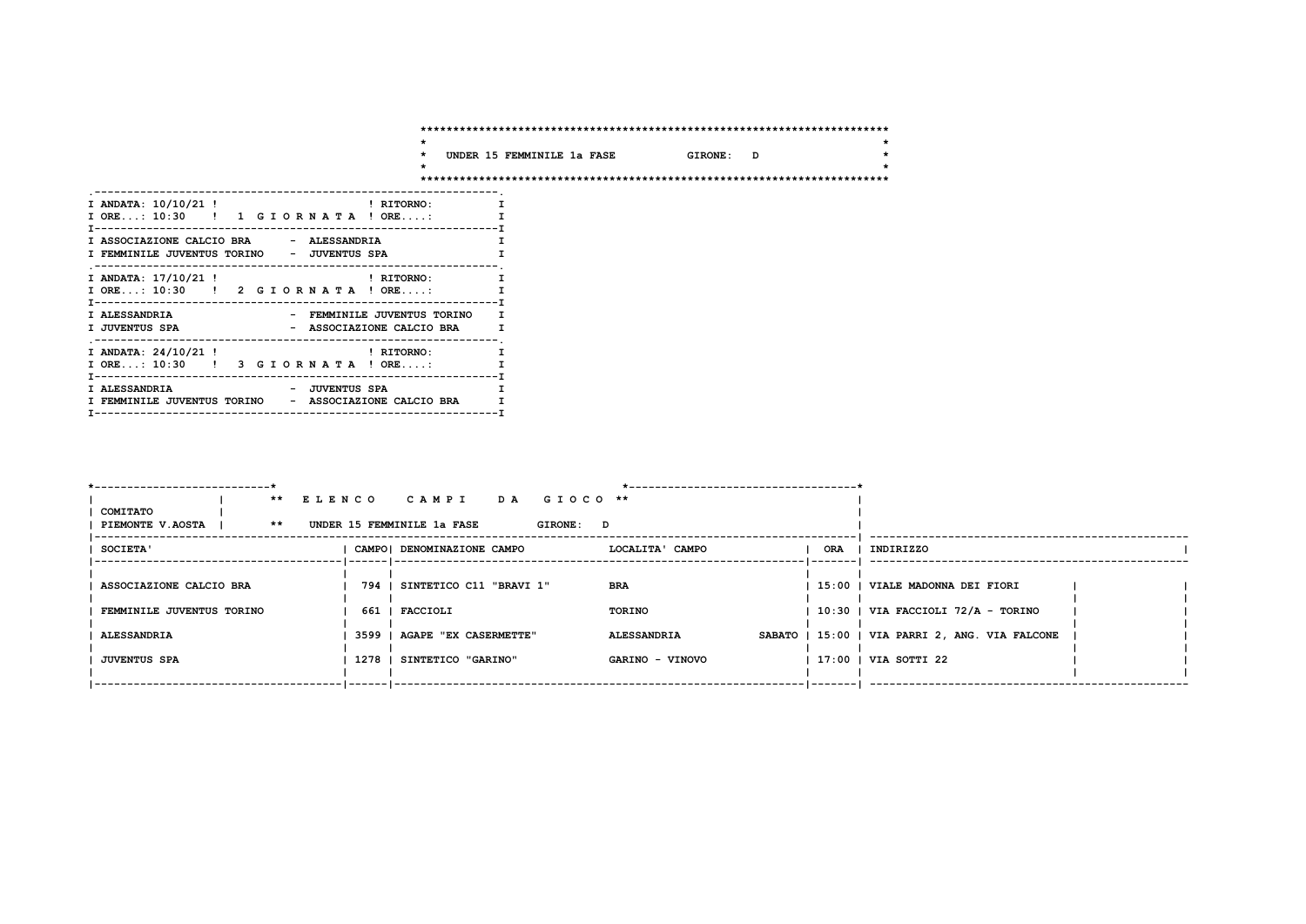**UNDER 15 FEMMINILE 1a FASE GIRONE: D**

| ANDATA: 10/10/21 | 1 GIORNATA | RITORNO: |
|---|---|---|
| ORE...: 10:30 | | ORE....: |
| ASSOCIAZIONE CALCIO BRA | - | ALESSANDRIA |
| FEMMINILE JUVENTUS TORINO | - | JUVENTUS SPA |

| ANDATA: 17/10/21 | 2 GIORNATA | RITORNO: |
|---|---|---|
| ORE...: 10:30 | | ORE....: |
| ALESSANDRIA | - | FEMMINILE JUVENTUS TORINO |
| JUVENTUS SPA | - | ASSOCIAZIONE CALCIO BRA |

| ANDATA: 24/10/21 | 3 GIORNATA | RITORNO: |
|---|---|---|
| ORE...: 10:30 | | ORE....: |
| ALESSANDRIA | - | JUVENTUS SPA |
| FEMMINILE JUVENTUS TORINO | - | ASSOCIAZIONE CALCIO BRA |

**\*\* ELENCO CAMPI DA GIOCO \*\***

COMITATO PIEMONTE V.AOSTA — \*\* UNDER 15 FEMMINILE 1a FASE GIRONE: D

| SOCIETA' | CAMPO | DENOMINAZIONE CAMPO | LOCALITA' CAMPO | | ORA | INDIRIZZO |
|---|---|---|---|---|---|---|
| ASSOCIAZIONE CALCIO BRA | 794 | SINTETICO C11 "BRAVI 1" | BRA | | 15:00 | VIALE MADONNA DEI FIORI |
| FEMMINILE JUVENTUS TORINO | 661 | FACCIOLI | TORINO | | 10:30 | VIA FACCIOLI 72/A - TORINO |
| ALESSANDRIA | 3599 | AGAPE "EX CASERMETTE" | ALESSANDRIA | SABATO | 15:00 | VIA PARRI 2, ANG. VIA FALCONE |
| JUVENTUS SPA | 1278 | SINTETICO "GARINO" | GARINO - VINOVO | | 17:00 | VIA SOTTI 22 |